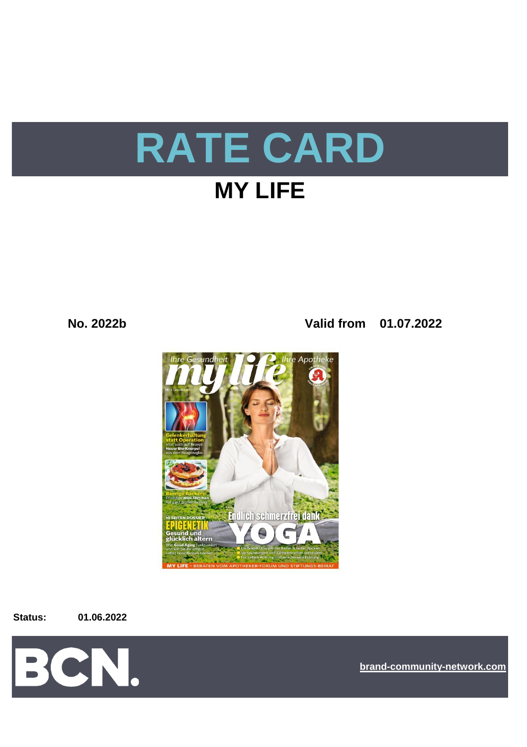# RATE CARD

## MY LIFE

**No. 2022b** **Valid from 01.07.2022**

**Status:** **01.06.2022**

BCN.

**brand-community-network.com**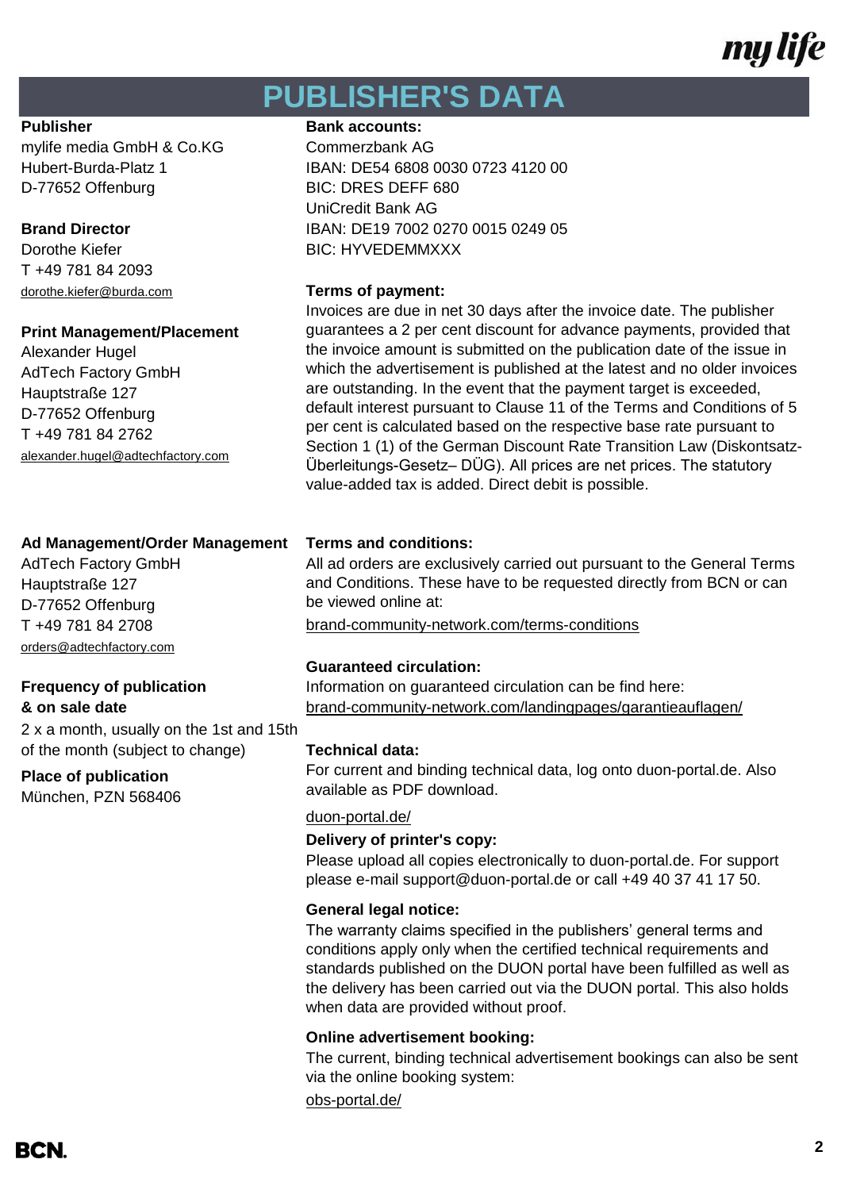# PUBLISHER'S DATA

**Publisher**
mylife media GmbH & Co.KG
Hubert-Burda-Platz 1
D-77652 Offenburg

**Brand Director**
Dorothe Kiefer
T +49 781 84 2093
dorothe.kiefer@burda.com

**Print Management/Placement**
Alexander Hugel
AdTech Factory GmbH
Hauptstraße 127
D-77652 Offenburg
T +49 781 84 2762
alexander.hugel@adtechfactory.com

**Ad Management/Order Management**
AdTech Factory GmbH
Hauptstraße 127
D-77652 Offenburg
T +49 781 84 2708
orders@adtechfactory.com

**Frequency of publication & on sale date**
2 x a month, usually on the 1st and 15th of the month (subject to change)

**Place of publication**
München, PZN 568406

**Bank accounts:**
Commerzbank AG
IBAN: DE54 6808 0030 0723 4120 00
BIC: DRES DEFF 680
UniCredit Bank AG
IBAN: DE19 7002 0270 0015 0249 05
BIC: HYVEDEMMXXX

**Terms of payment:**
Invoices are due in net 30 days after the invoice date. The publisher guarantees a 2 per cent discount for advance payments, provided that the invoice amount is submitted on the publication date of the issue in which the advertisement is published at the latest and no older invoices are outstanding. In the event that the payment target is exceeded, default interest pursuant to Clause 11 of the Terms and Conditions of 5 per cent is calculated based on the respective base rate pursuant to Section 1 (1) of the German Discount Rate Transition Law (Diskontsatz-Überleitungs-Gesetz– DÜG). All prices are net prices. The statutory value-added tax is added. Direct debit is possible.

**Terms and conditions:**
All ad orders are exclusively carried out pursuant to the General Terms and Conditions. These have to be requested directly from BCN or can be viewed online at:
brand-community-network.com/terms-conditions

**Guaranteed circulation:**
Information on guaranteed circulation can be find here:
brand-community-network.com/landingpages/garantieauflagen/

**Technical data:**
For current and binding technical data, log onto duon-portal.de. Also available as PDF download.
duon-portal.de/

**Delivery of printer's copy:**
Please upload all copies electronically to duon-portal.de. For support please e-mail support@duon-portal.de or call +49 40 37 41 17 50.

**General legal notice:**
The warranty claims specified in the publishers' general terms and conditions apply only when the certified technical requirements and standards published on the DUON portal have been fulfilled as well as the delivery has been carried out via the DUON portal. This also holds when data are provided without proof.

**Online advertisement booking:**
The current, binding technical advertisement bookings can also be sent via the online booking system:
obs-portal.de/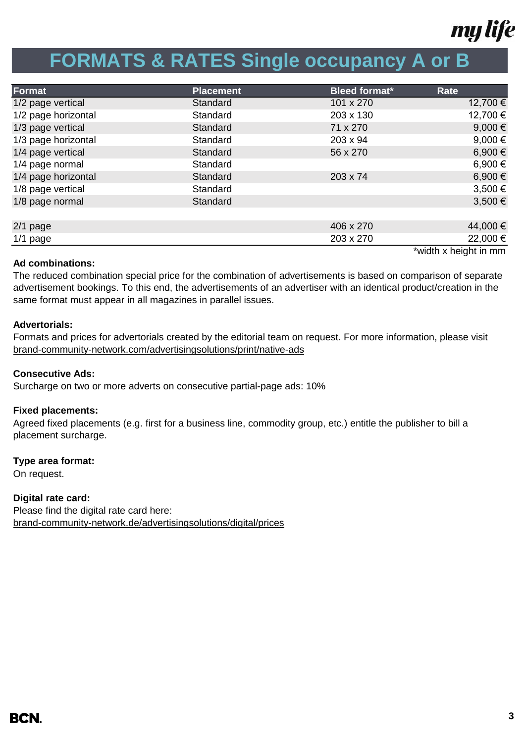# FORMATS & RATES Single occupancy A or B

| Format | Placement | Bleed format* | Rate |
|---|---|---|---|
| 1/2 page vertical | Standard | 101 x 270 | 12,700 € |
| 1/2 page horizontal | Standard | 203 x 130 | 12,700 € |
| 1/3 page vertical | Standard | 71 x 270 | 9,000 € |
| 1/3 page horizontal | Standard | 203 x 94 | 9,000 € |
| 1/4 page vertical | Standard | 56 x 270 | 6,900 € |
| 1/4 page normal | Standard | | 6,900 € |
| 1/4 page horizontal | Standard | 203 x 74 | 6,900 € |
| 1/8 page vertical | Standard | | 3,500 € |
| 1/8 page normal | Standard | | 3,500 € |
| | | | |
| 2/1 page | | 406 x 270 | 44,000 € |
| 1/1 page | | 203 x 270 | 22,000 € |

*width x height in mm

**Ad combinations:**
The reduced combination special price for the combination of advertisements is based on comparison of separate advertisement bookings. To this end, the advertisements of an advertiser with an identical product/creation in the same format must appear in all magazines in parallel issues.

**Advertorials:**
Formats and prices for advertorials created by the editorial team on request. For more information, please visit brand-community-network.com/advertisingsolutions/print/native-ads

**Consecutive Ads:**
Surcharge on two or more adverts on consecutive partial-page ads: 10%

**Fixed placements:**
Agreed fixed placements (e.g. first for a business line, commodity group, etc.) entitle the publisher to bill a placement surcharge.

**Type area format:**
On request.

**Digital rate card:**
Please find the digital rate card here:
brand-community-network.de/advertisingsolutions/digital/prices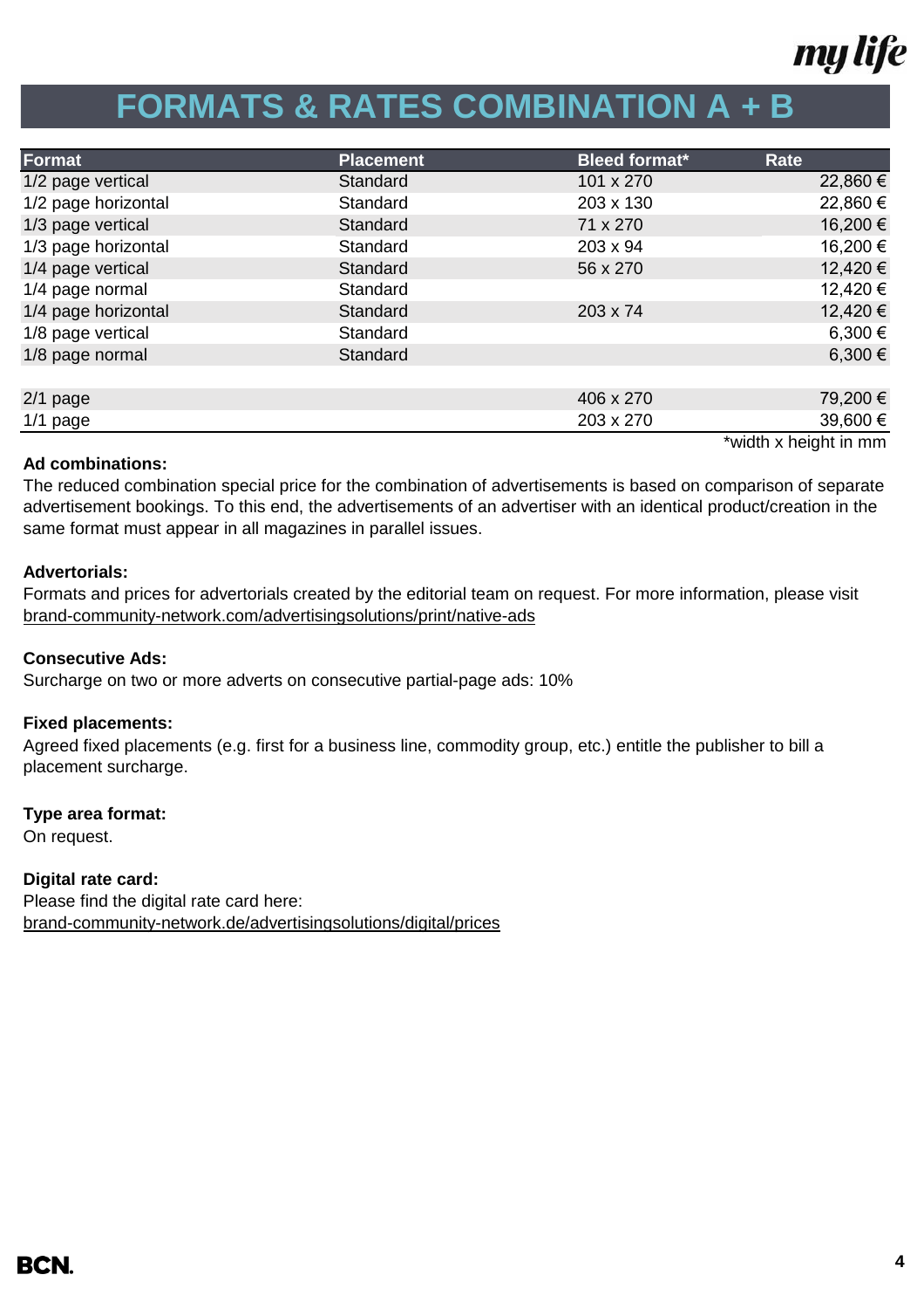# FORMATS & RATES COMBINATION A + B

| Format | Placement | Bleed format* | Rate |
|---|---|---|---|
| 1/2 page vertical | Standard | 101 x 270 | 22,860 € |
| 1/2 page horizontal | Standard | 203 x 130 | 22,860 € |
| 1/3 page vertical | Standard | 71 x 270 | 16,200 € |
| 1/3 page horizontal | Standard | 203 x 94 | 16,200 € |
| 1/4 page vertical | Standard | 56 x 270 | 12,420 € |
| 1/4 page normal | Standard | | 12,420 € |
| 1/4 page horizontal | Standard | 203 x 74 | 12,420 € |
| 1/8 page vertical | Standard | | 6,300 € |
| 1/8 page normal | Standard | | 6,300 € |
| | | | |
| 2/1 page | | 406 x 270 | 79,200 € |
| 1/1 page | | 203 x 270 | 39,600 € |

*width x height in mm

**Ad combinations:**
The reduced combination special price for the combination of advertisements is based on comparison of separate advertisement bookings. To this end, the advertisements of an advertiser with an identical product/creation in the same format must appear in all magazines in parallel issues.

**Advertorials:**
Formats and prices for advertorials created by the editorial team on request. For more information, please visit brand-community-network.com/advertisingsolutions/print/native-ads

**Consecutive Ads:**
Surcharge on two or more adverts on consecutive partial-page ads: 10%

**Fixed placements:**
Agreed fixed placements (e.g. first for a business line, commodity group, etc.) entitle the publisher to bill a placement surcharge.

**Type area format:**
On request.

**Digital rate card:**
Please find the digital rate card here:
brand-community-network.de/advertisingsolutions/digital/prices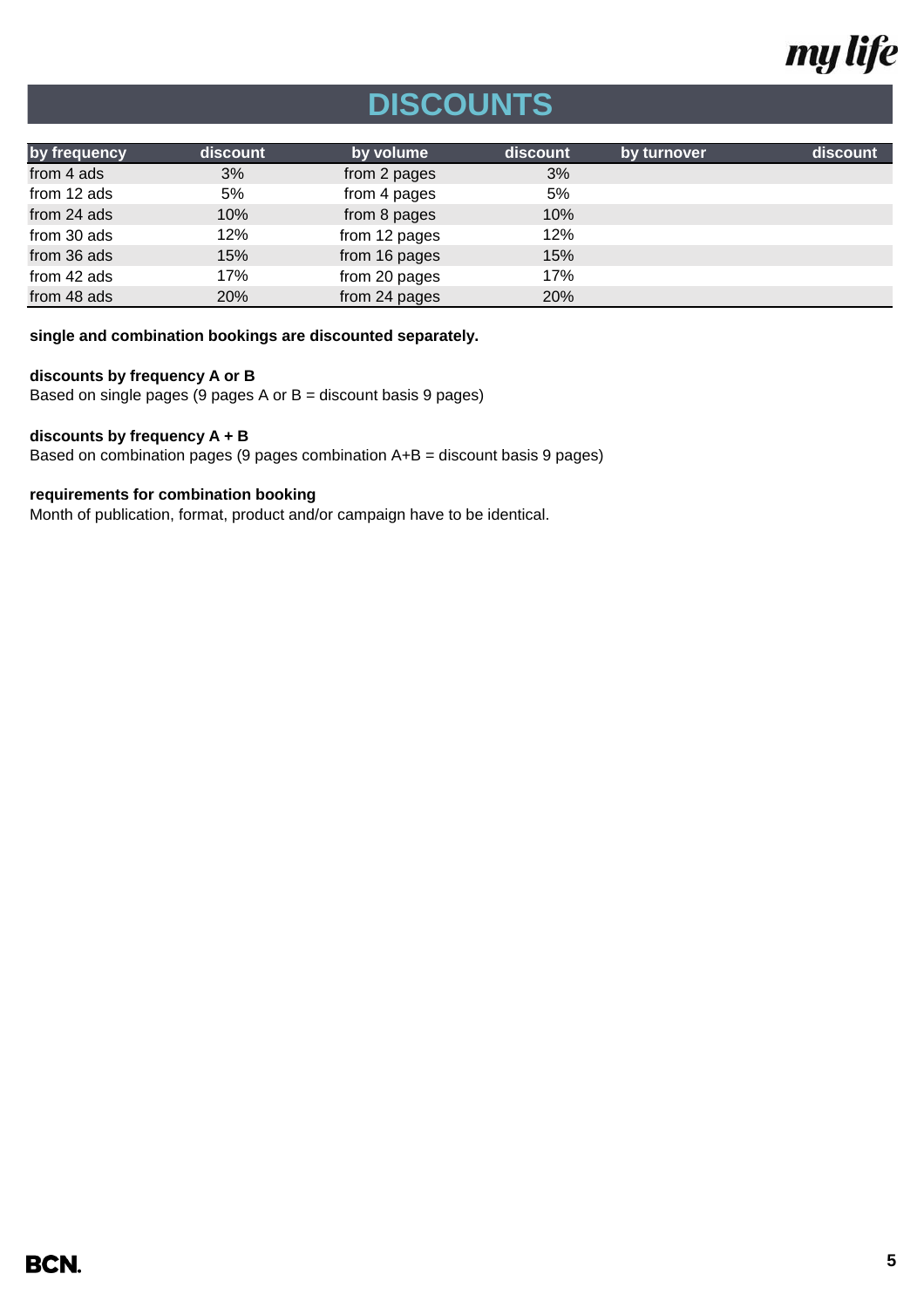# DISCOUNTS

| by frequency | discount | by volume | discount | by turnover | discount |
|---|---|---|---|---|---|
| from 4 ads | 3% | from 2 pages | 3% | | |
| from 12 ads | 5% | from 4 pages | 5% | | |
| from 24 ads | 10% | from 8 pages | 10% | | |
| from 30 ads | 12% | from 12 pages | 12% | | |
| from 36 ads | 15% | from 16 pages | 15% | | |
| from 42 ads | 17% | from 20 pages | 17% | | |
| from 48 ads | 20% | from 24 pages | 20% | | |

**single and combination bookings are discounted separately.**

**discounts by frequency A or B**
Based on single pages (9 pages A or B = discount basis 9 pages)

**discounts by frequency A + B**
Based on combination pages (9 pages combination A+B = discount basis 9 pages)

**requirements for combination booking**
Month of publication, format, product and/or campaign have to be identical.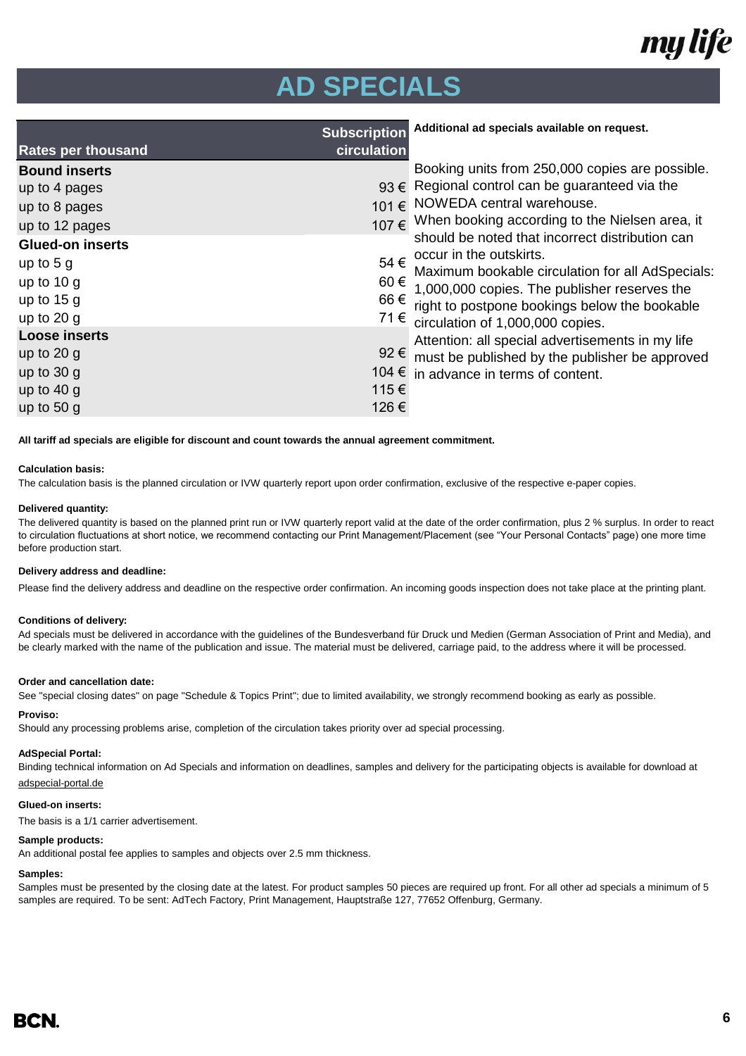# AD SPECIALS

| Rates per thousand | Subscription circulation |
|---|---|
| **Bound inserts** | |
| up to 4 pages | 93 € |
| up to 8 pages | 101 € |
| up to 12 pages | 107 € |
| **Glued-on inserts** | |
| up to 5 g | 54 € |
| up to 10 g | 60 € |
| up to 15 g | 66 € |
| up to 20 g | 71 € |
| **Loose inserts** | |
| up to 20 g | 92 € |
| up to 30 g | 104 € |
| up to 40 g | 115 € |
| up to 50 g | 126 € |

**Additional ad specials available on request.**

Booking units from 250,000 copies are possible. Regional control can be guaranteed via the NOWEDA central warehouse. When booking according to the Nielsen area, it should be noted that incorrect distribution can occur in the outskirts. Maximum bookable circulation for all AdSpecials: 1,000,000 copies. The publisher reserves the right to postpone bookings below the bookable circulation of 1,000,000 copies. Attention: all special advertisements in my life must be published by the publisher be approved in advance in terms of content.

**All tariff ad specials are eligible for discount and count towards the annual agreement commitment.**

**Calculation basis:**

The calculation basis is the planned circulation or IVW quarterly report upon order confirmation, exclusive of the respective e-paper copies.

**Delivered quantity:**

The delivered quantity is based on the planned print run or IVW quarterly report valid at the date of the order confirmation, plus 2 % surplus. In order to react to circulation fluctuations at short notice, we recommend contacting our Print Management/Placement (see "Your Personal Contacts" page) one more time before production start.

**Delivery address and deadline:**

Please find the delivery address and deadline on the respective order confirmation. An incoming goods inspection does not take place at the printing plant.

**Conditions of delivery:**

Ad specials must be delivered in accordance with the guidelines of the Bundesverband für Druck und Medien (German Association of Print and Media), and be clearly marked with the name of the publication and issue. The material must be delivered, carriage paid, to the address where it will be processed.

**Order and cancellation date:**

See "special closing dates" on page "Schedule & Topics Print"; due to limited availability, we strongly recommend booking as early as possible.

**Proviso:**

Should any processing problems arise, completion of the circulation takes priority over ad special processing.

**AdSpecial Portal:**

Binding technical information on Ad Specials and information on deadlines, samples and delivery for the participating objects is available for download at adspecial-portal.de

**Glued-on inserts:**

The basis is a 1/1 carrier advertisement.

**Sample products:**

An additional postal fee applies to samples and objects over 2.5 mm thickness.

**Samples:**

Samples must be presented by the closing date at the latest. For product samples 50 pieces are required up front. For all other ad specials a minimum of 5 samples are required. To be sent: AdTech Factory, Print Management, Hauptstraße 127, 77652 Offenburg, Germany.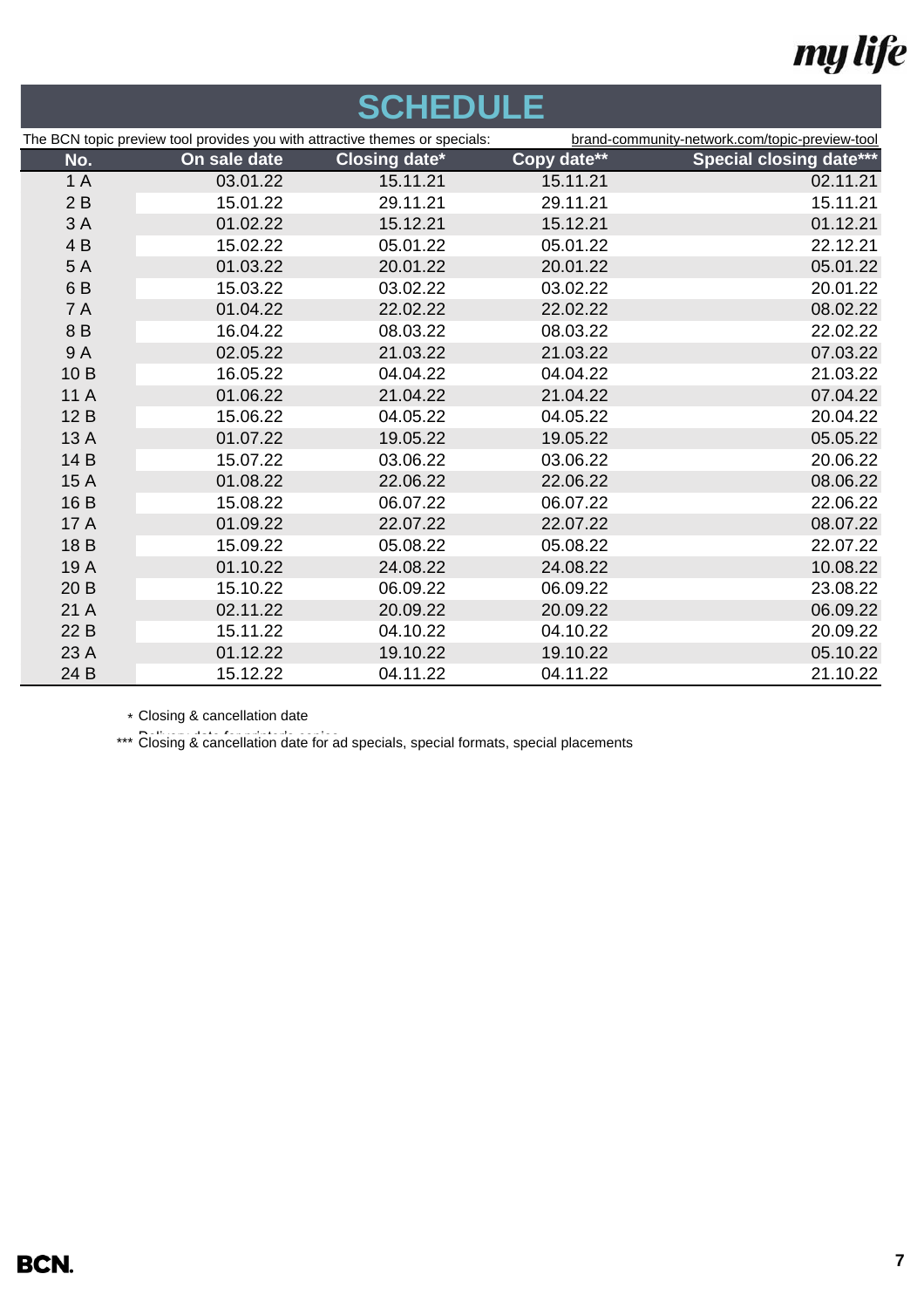my life

# SCHEDULE

The BCN topic preview tool provides you with attractive themes or specials: brand-community-network.com/topic-preview-tool

| No. | On sale date | Closing date* | Copy date** | Special closing date*** |
|---|---|---|---|---|
| 1 A | 03.01.22 | 15.11.21 | 15.11.21 | 02.11.21 |
| 2 B | 15.01.22 | 29.11.21 | 29.11.21 | 15.11.21 |
| 3 A | 01.02.22 | 15.12.21 | 15.12.21 | 01.12.21 |
| 4 B | 15.02.22 | 05.01.22 | 05.01.22 | 22.12.21 |
| 5 A | 01.03.22 | 20.01.22 | 20.01.22 | 05.01.22 |
| 6 B | 15.03.22 | 03.02.22 | 03.02.22 | 20.01.22 |
| 7 A | 01.04.22 | 22.02.22 | 22.02.22 | 08.02.22 |
| 8 B | 16.04.22 | 08.03.22 | 08.03.22 | 22.02.22 |
| 9 A | 02.05.22 | 21.03.22 | 21.03.22 | 07.03.22 |
| 10 B | 16.05.22 | 04.04.22 | 04.04.22 | 21.03.22 |
| 11 A | 01.06.22 | 21.04.22 | 21.04.22 | 07.04.22 |
| 12 B | 15.06.22 | 04.05.22 | 04.05.22 | 20.04.22 |
| 13 A | 01.07.22 | 19.05.22 | 19.05.22 | 05.05.22 |
| 14 B | 15.07.22 | 03.06.22 | 03.06.22 | 20.06.22 |
| 15 A | 01.08.22 | 22.06.22 | 22.06.22 | 08.06.22 |
| 16 B | 15.08.22 | 06.07.22 | 06.07.22 | 22.06.22 |
| 17 A | 01.09.22 | 22.07.22 | 22.07.22 | 08.07.22 |
| 18 B | 15.09.22 | 05.08.22 | 05.08.22 | 22.07.22 |
| 19 A | 01.10.22 | 24.08.22 | 24.08.22 | 10.08.22 |
| 20 B | 15.10.22 | 06.09.22 | 06.09.22 | 23.08.22 |
| 21 A | 02.11.22 | 20.09.22 | 20.09.22 | 06.09.22 |
| 22 B | 15.11.22 | 04.10.22 | 04.10.22 | 20.09.22 |
| 23 A | 01.12.22 | 19.10.22 | 19.10.22 | 05.10.22 |
| 24 B | 15.12.22 | 04.11.22 | 04.11.22 | 21.10.22 |

* Closing & cancellation date

** Delivery date for printed copies

*** Closing & cancellation date for ad specials, special formats, special placements

BCN.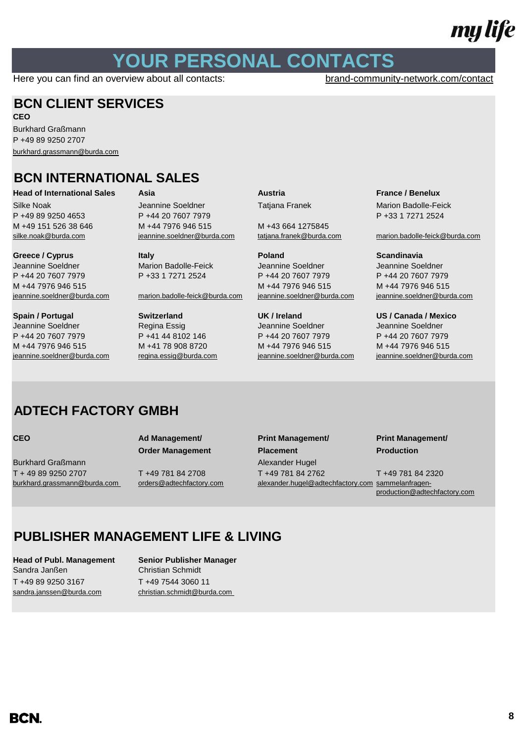# YOUR PERSONAL CONTACTS

Here you can find an overview about all contacts: brand-community-network.com/contact

## BCN CLIENT SERVICES

**CEO**
Burkhard Graßmann
P +49 89 9250 2707
burkhard.grassmann@burda.com

## BCN INTERNATIONAL SALES

**Head of International Sales**
Silke Noak
P +49 89 9250 4653
M +49 151 526 38 646
silke.noak@burda.com

**Asia**
Jeannine Soeldner
P +44 20 7607 7979
M +44 7976 946 515
jeannine.soeldner@burda.com

**Austria**
Tatjana Franek
M +43 664 1275845
tatjana.franek@burda.com

**France / Benelux**
Marion Badolle-Feick
P +33 1 7271 2524
marion.badolle-feick@burda.com

**Greece / Cyprus**
Jeannine Soeldner
P +44 20 7607 7979
M +44 7976 946 515
jeannine.soeldner@burda.com

**Italy**
Marion Badolle-Feick
P +33 1 7271 2524
marion.badolle-feick@burda.com

**Poland**
Jeannine Soeldner
P +44 20 7607 7979
M +44 7976 946 515
jeannine.soeldner@burda.com

**Scandinavia**
Jeannine Soeldner
P +44 20 7607 7979
M +44 7976 946 515
jeannine.soeldner@burda.com

**Spain / Portugal**
Jeannine Soeldner
P +44 20 7607 7979
M +44 7976 946 515
jeannine.soeldner@burda.com

**Switzerland**
Regina Essig
P +41 44 8102 146
M +41 78 908 8720
regina.essig@burda.com

**UK / Ireland**
Jeannine Soeldner
P +44 20 7607 7979
M +44 7976 946 515
jeannine.soeldner@burda.com

**US / Canada / Mexico**
Jeannine Soeldner
P +44 20 7607 7979
M +44 7976 946 515
jeannine.soeldner@burda.com

## ADTECH FACTORY GMBH

**CEO**
Burkhard Graßmann
T + 49 89 9250 2707
burkhard.grassmann@burda.com

**Ad Management/ Order Management**
T +49 781 84 2708
orders@adtechfactory.com

**Print Management/ Placement**
Alexander Hugel
T +49 781 84 2762
alexander.hugel@adtechfactory.com

**Print Management/ Production**
T +49 781 84 2320
sammelanfragen-production@adtechfactory.com

## PUBLISHER MANAGEMENT LIFE & LIVING

**Head of Publ. Management**
Sandra Janßen
T +49 89 9250 3167
sandra.janssen@burda.com

**Senior Publisher Manager**
Christian Schmidt
T +49 7544 3060 11
christian.schmidt@burda.com